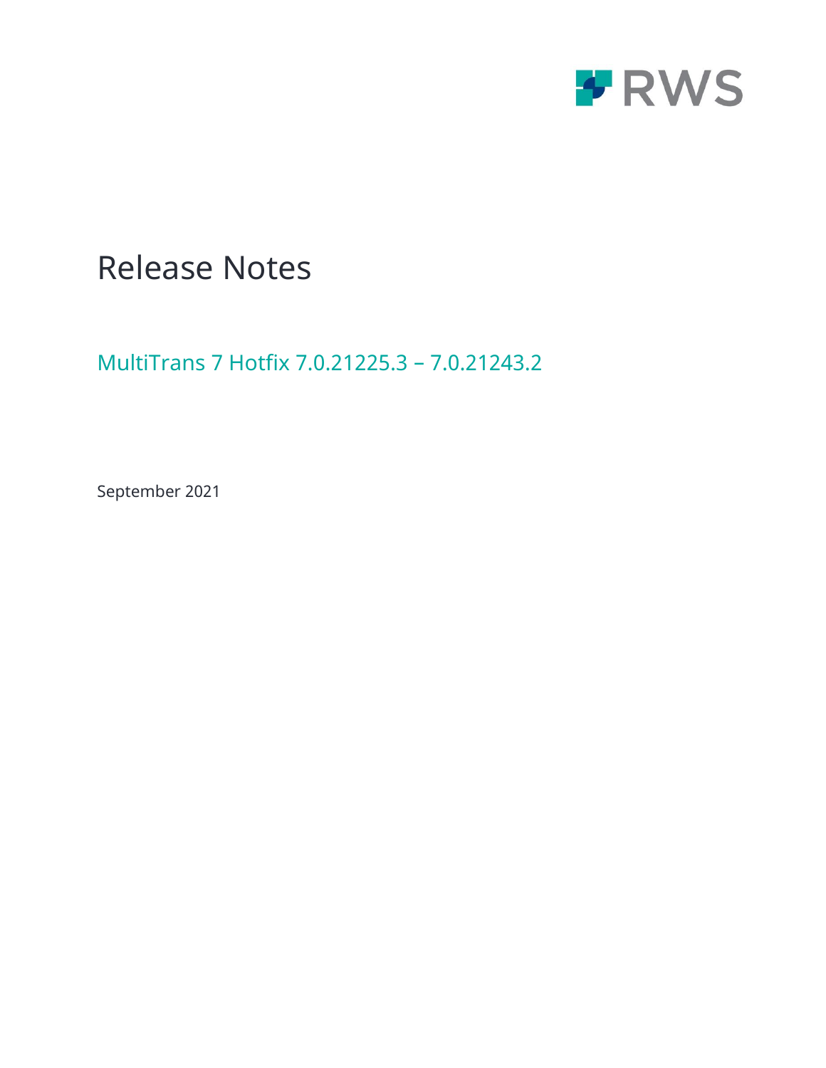RWS

# Release Notes

## MultiTrans 7 Hotfix 7.0.21225.3 – 7.0.21243.2

September 2021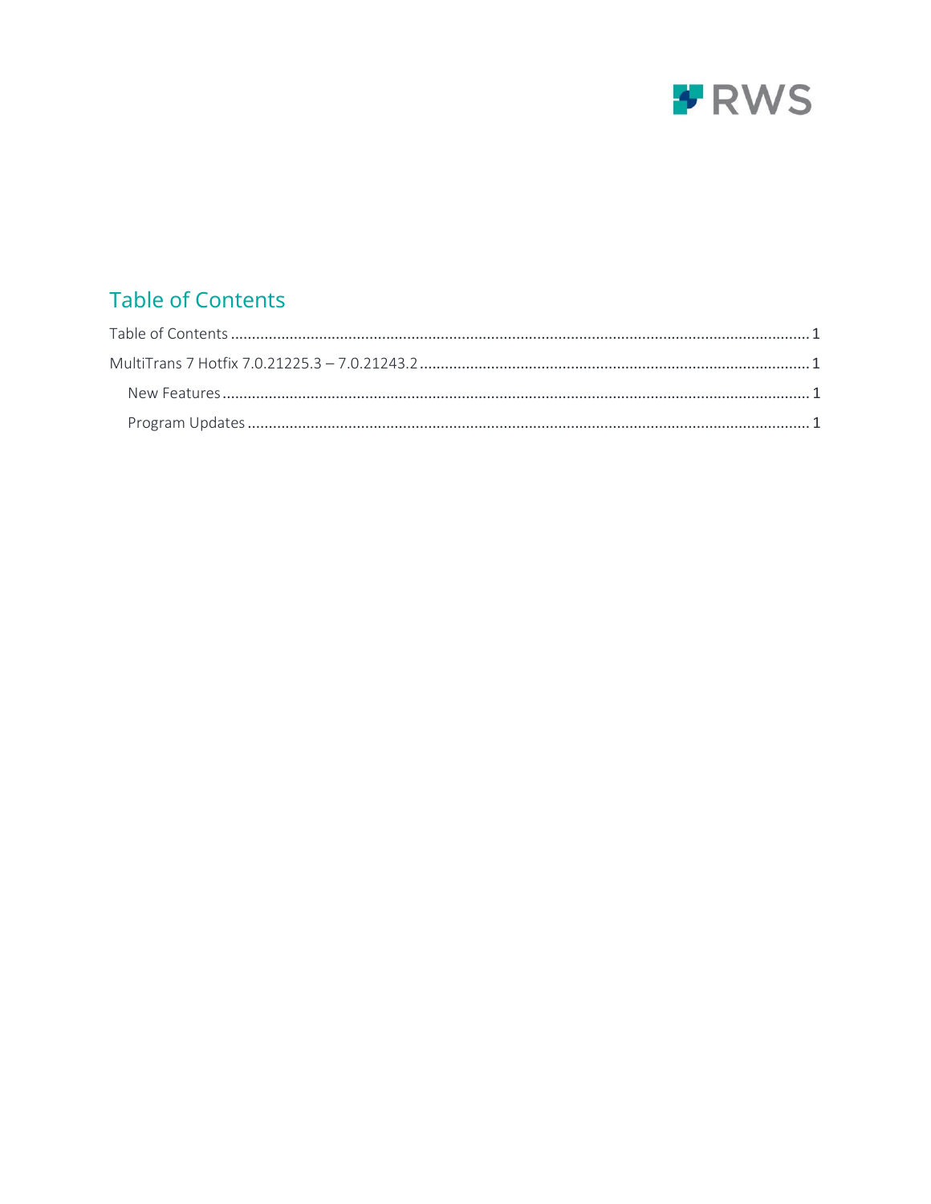## Table of Contents

Table of Contents ........................................................................................................................................... 1

MultiTrans 7 Hotfix 7.0.21225.3 – 7.0.21243.2 ............................................................................................. 1

New Features ............................................................................................................................................. 1

Program Updates ....................................................................................................................................... 1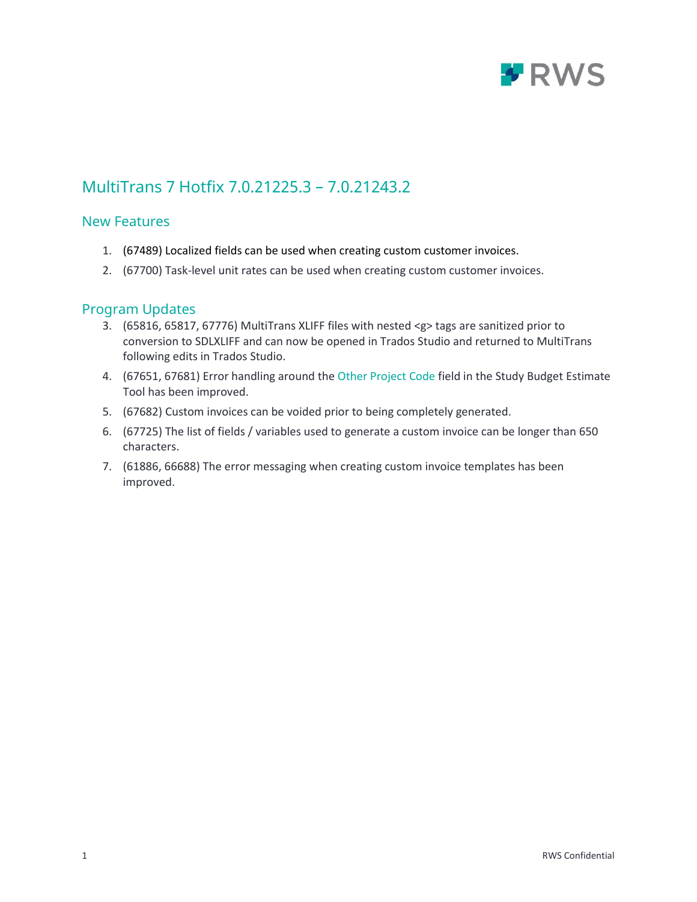## MultiTrans 7 Hotfix 7.0.21225.3 – 7.0.21243.2

### New Features

1. (67489) Localized fields can be used when creating custom customer invoices.
2. (67700) Task-level unit rates can be used when creating custom customer invoices.

### Program Updates

3. (65816, 65817, 67776) MultiTrans XLIFF files with nested <g> tags are sanitized prior to conversion to SDLXLIFF and can now be opened in Trados Studio and returned to MultiTrans following edits in Trados Studio.
4. (67651, 67681) Error handling around the Other Project Code field in the Study Budget Estimate Tool has been improved.
5. (67682) Custom invoices can be voided prior to being completely generated.
6. (67725) The list of fields / variables used to generate a custom invoice can be longer than 650 characters.
7. (61886, 66688) The error messaging when creating custom invoice templates has been improved.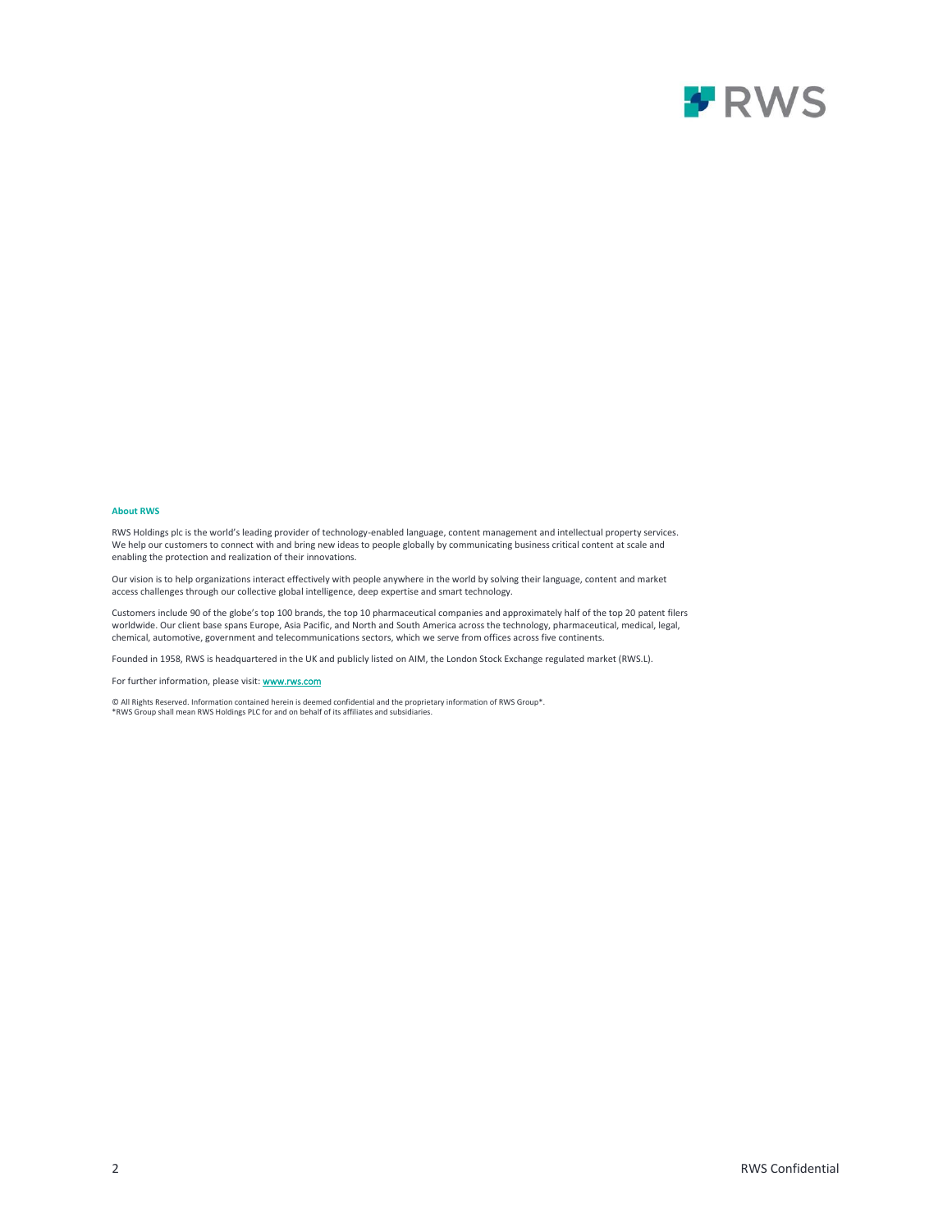**About RWS**

RWS Holdings plc is the world's leading provider of technology-enabled language, content management and intellectual property services. We help our customers to connect with and bring new ideas to people globally by communicating business critical content at scale and enabling the protection and realization of their innovations.

Our vision is to help organizations interact effectively with people anywhere in the world by solving their language, content and market access challenges through our collective global intelligence, deep expertise and smart technology.

Customers include 90 of the globe's top 100 brands, the top 10 pharmaceutical companies and approximately half of the top 20 patent filers worldwide. Our client base spans Europe, Asia Pacific, and North and South America across the technology, pharmaceutical, medical, legal, chemical, automotive, government and telecommunications sectors, which we serve from offices across five continents.

Founded in 1958, RWS is headquartered in the UK and publicly listed on AIM, the London Stock Exchange regulated market (RWS.L).

For further information, please visit: www.rws.com

© All Rights Reserved. Information contained herein is deemed confidential and the proprietary information of RWS Group*.
*RWS Group shall mean RWS Holdings PLC for and on behalf of its affiliates and subsidiaries.